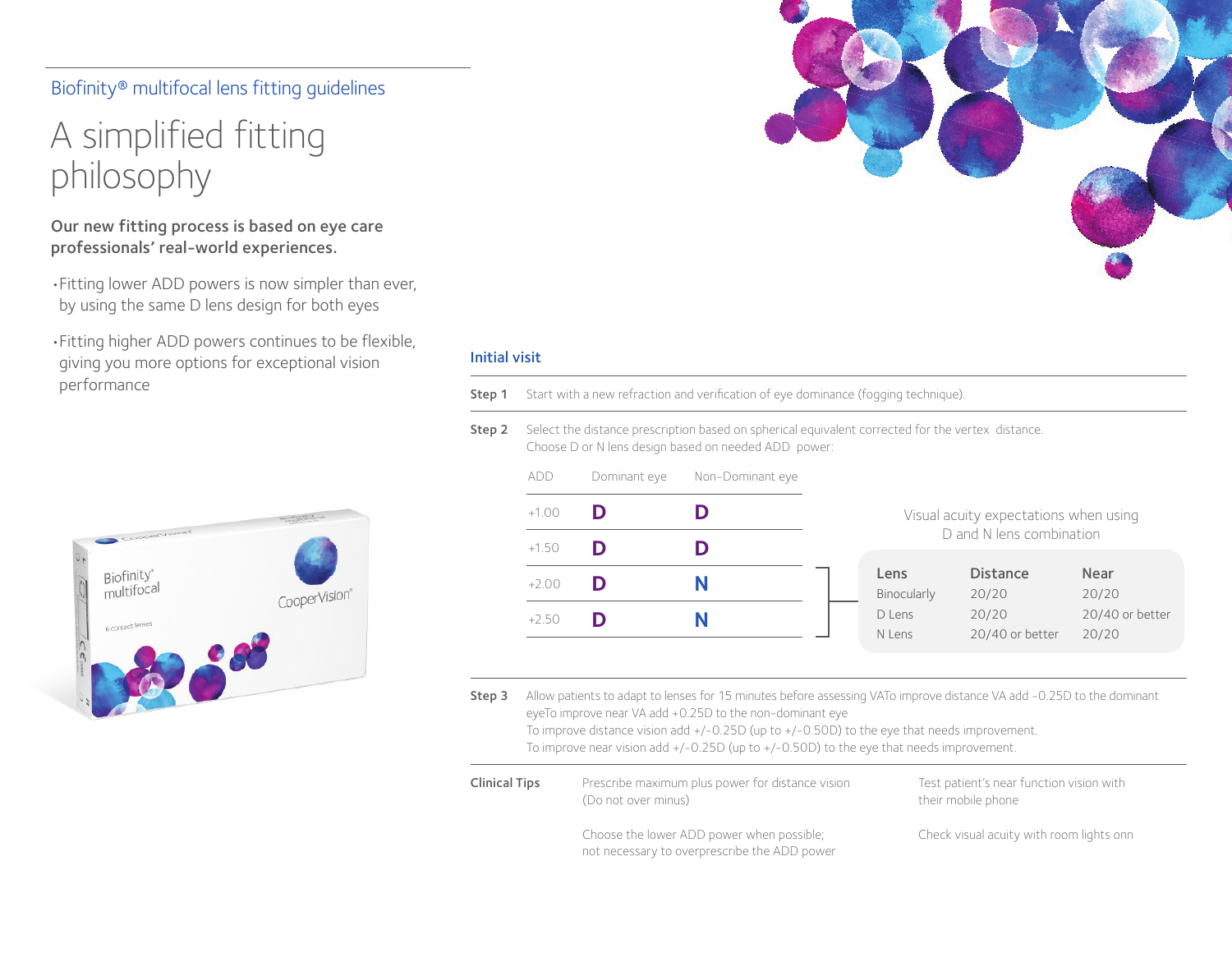Biofinity® multifocal lens fitting guidelines

# A simplified fitting philosophy

**Our new fitting process is based on eye care professionals' real-world experiences.**

- Fitting lower ADD powers is now simpler than ever, by using the same D lens design for both eyes
- Fitting higher ADD powers continues to be flexible, giving you more options for exceptional vision performance

## Initial visit

**Step 1** Start with a new refraction and verification of eye dominance (fogging technique).

**Step 2** Select the distance prescription based on spherical equivalent corrected for the vertex distance. Choose D or N lens design based on needed ADD power:

| ADD | Dominant eye | Non-Dominant eye |
|---|---|---|
| +1.00 | D | D |
| +1.50 | D | D |
| +2.00 | D | N |
| +2.50 | D | N |

Visual acuity expectations when using D and N lens combination

| Lens | Distance | Near |
|---|---|---|
| Binocularly | 20/20 | 20/20 |
| D Lens | 20/20 | 20/40 or better |
| N Lens | 20/40 or better | 20/20 |

**Step 3** Allow patients to adapt to lenses for 15 minutes before assessing VATo improve distance VA add -0.25D to the dominant eyeTo improve near VA add +0.25D to the non-dominant eye
To improve distance vision add +/-0.25D (up to +/-0.50D) to the eye that needs improvement.
To improve near vision add +/-0.25D (up to +/-0.50D) to the eye that needs improvement.

**Clinical Tips**

- Prescribe maximum plus power for distance vision (Do not over minus)
- Choose the lower ADD power when possible; not necessary to overprescribe the ADD power
- Test patient's near function vision with their mobile phone
- Check visual acuity with room lights onn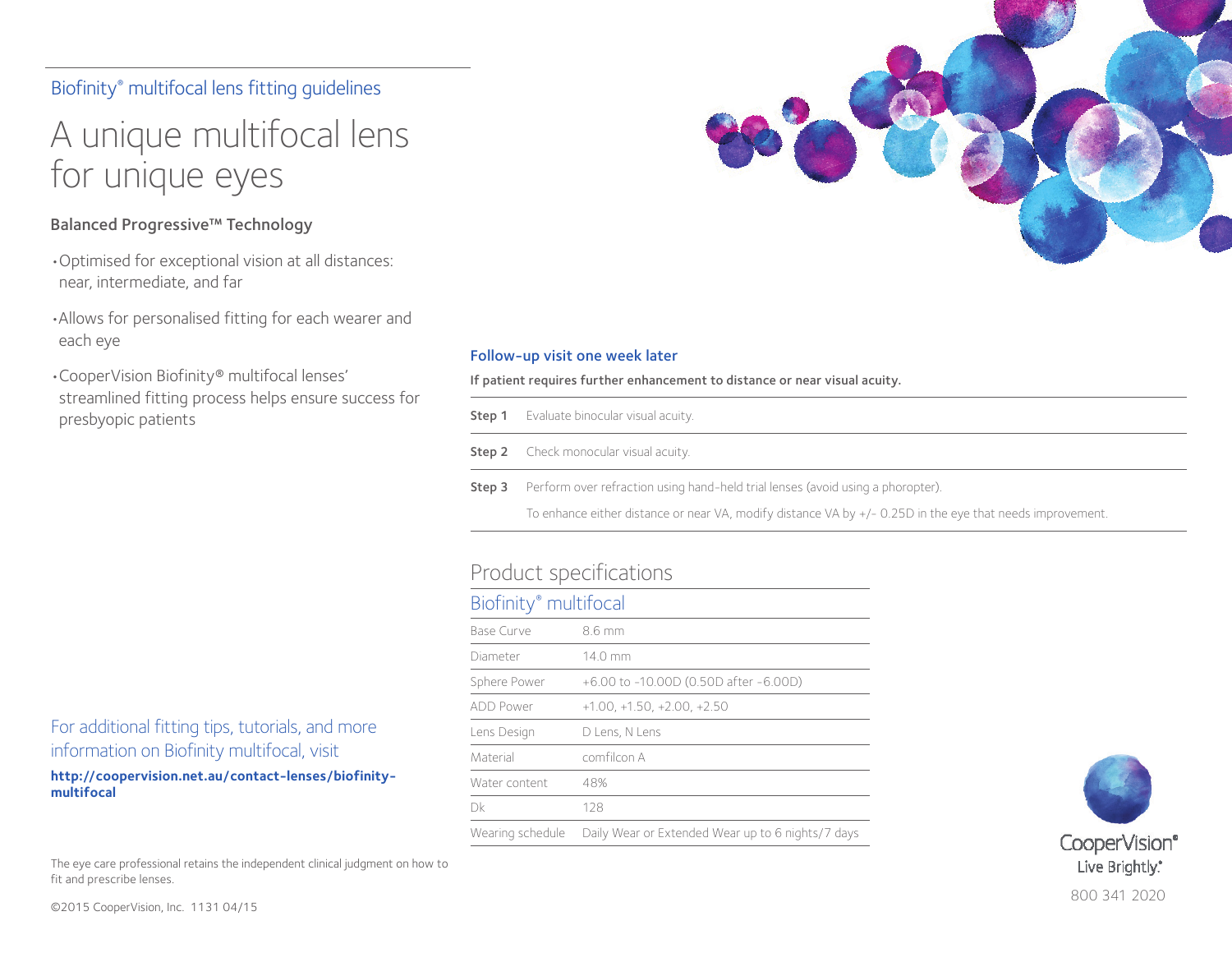Biofinity® multifocal lens fitting guidelines

# A unique multifocal lens for unique eyes

### Balanced Progressive™ Technology

- Optimised for exceptional vision at all distances: near, intermediate, and far
- Allows for personalised fitting for each wearer and each eye
- CooperVision Biofinity® multifocal lenses' streamlined fitting process helps ensure success for presbyopic patients

## Follow-up visit one week later

**If patient requires further enhancement to distance or near visual acuity.**

**Step 1** Evaluate binocular visual acuity.

**Step 2** Check monocular visual acuity.

**Step 3** Perform over refraction using hand-held trial lenses (avoid using a phoropter).

To enhance either distance or near VA, modify distance VA by +/- 0.25D in the eye that needs improvement.

## Product specifications

### Biofinity® multifocal

| | |
|---|---|
| Base Curve | 8.6 mm |
| Diameter | 14.0 mm |
| Sphere Power | +6.00 to -10.00D (0.50D after -6.00D) |
| ADD Power | +1.00, +1.50, +2.00, +2.50 |
| Lens Design | D Lens, N Lens |
| Material | comfilcon A |
| Water content | 48% |
| Dk | 128 |
| Wearing schedule | Daily Wear or Extended Wear up to 6 nights/7 days |

For additional fitting tips, tutorials, and more information on Biofinity multifocal, visit

**http://coopervision.net.au/contact-lenses/biofinity-multifocal**

The eye care professional retains the independent clinical judgment on how to fit and prescribe lenses.

©2015 CooperVision, Inc. 1131 04/15

CooperVision®
Live Brightly.®
800 341 2020